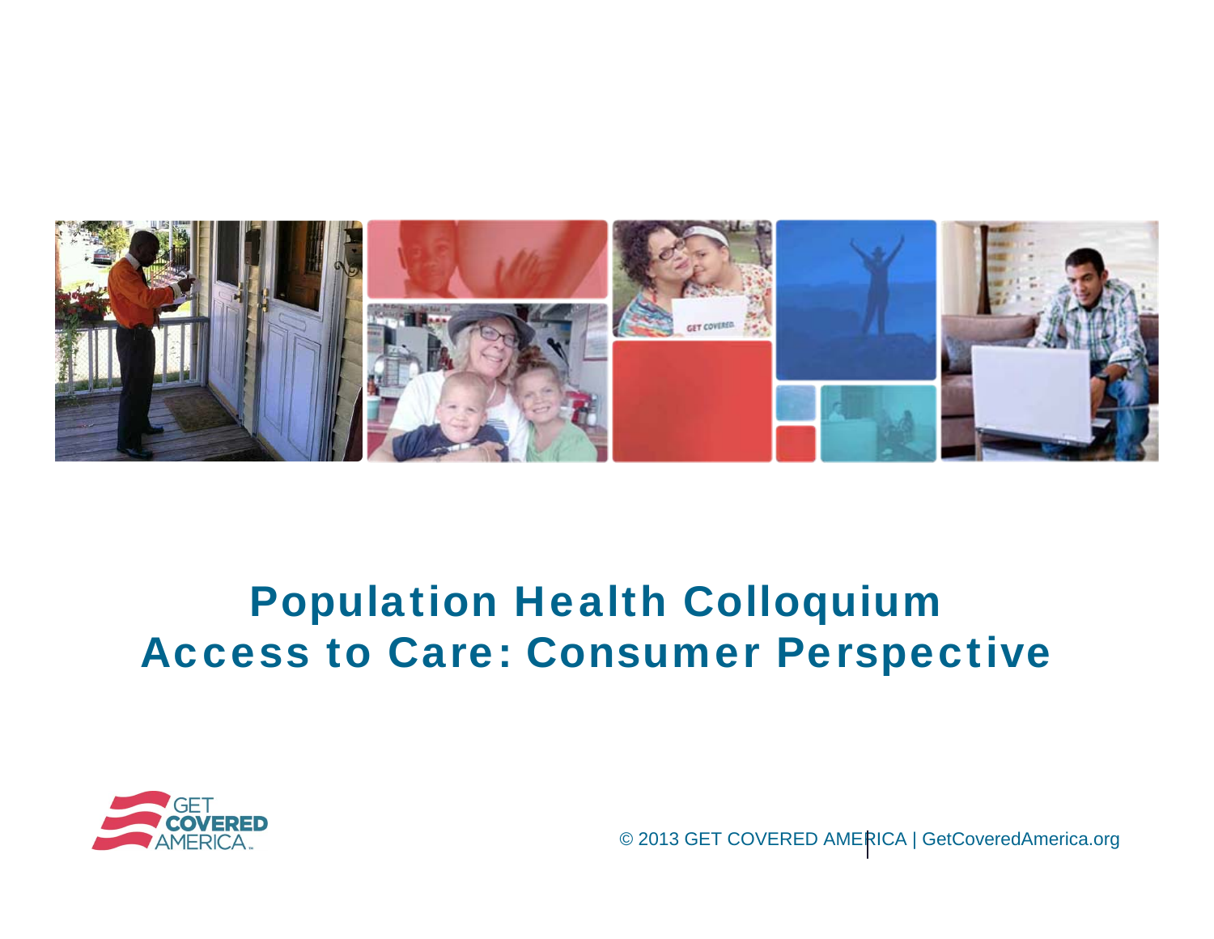# Population Health Colloquium
# Access to Care: Consumer Perspective

GET COVERED AMERICA

© 2013 GET COVERED AMERICA | GetCoveredAmerica.org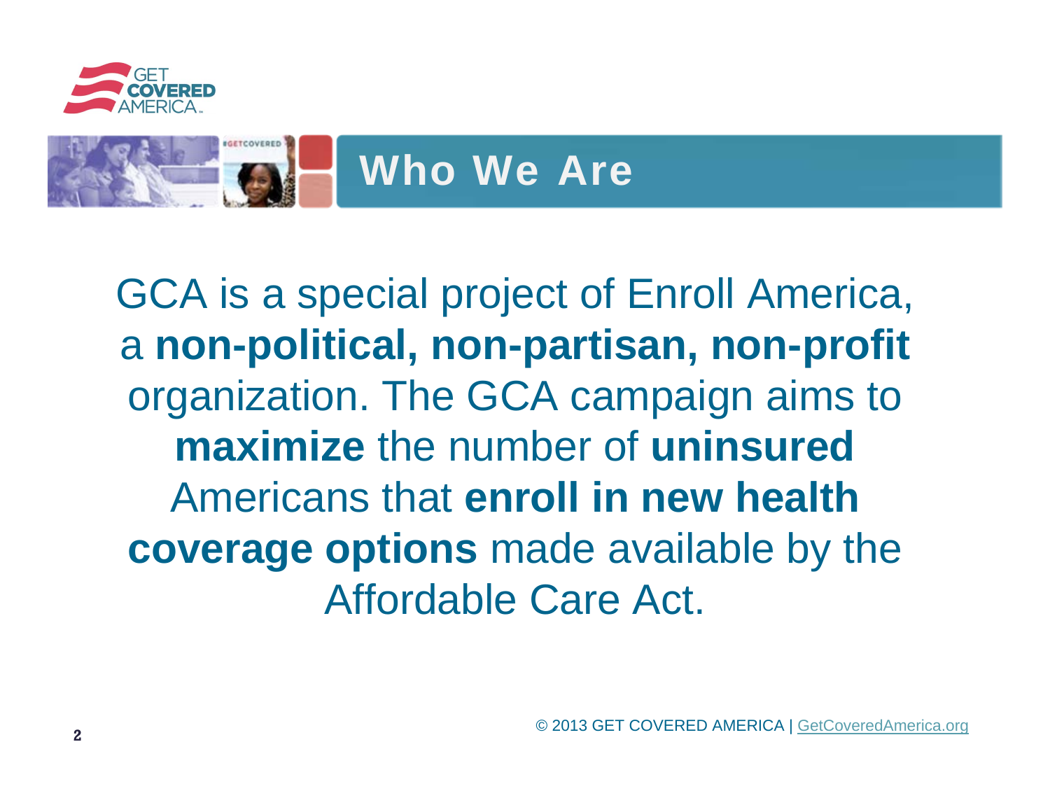# Who We Are

GCA is a special project of Enroll America, a **non-political, non-partisan, non-profit** organization. The GCA campaign aims to **maximize** the number of **uninsured** Americans that **enroll in new health coverage options** made available by the Affordable Care Act.

© 2013 GET COVERED AMERICA | GetCoveredAmerica.org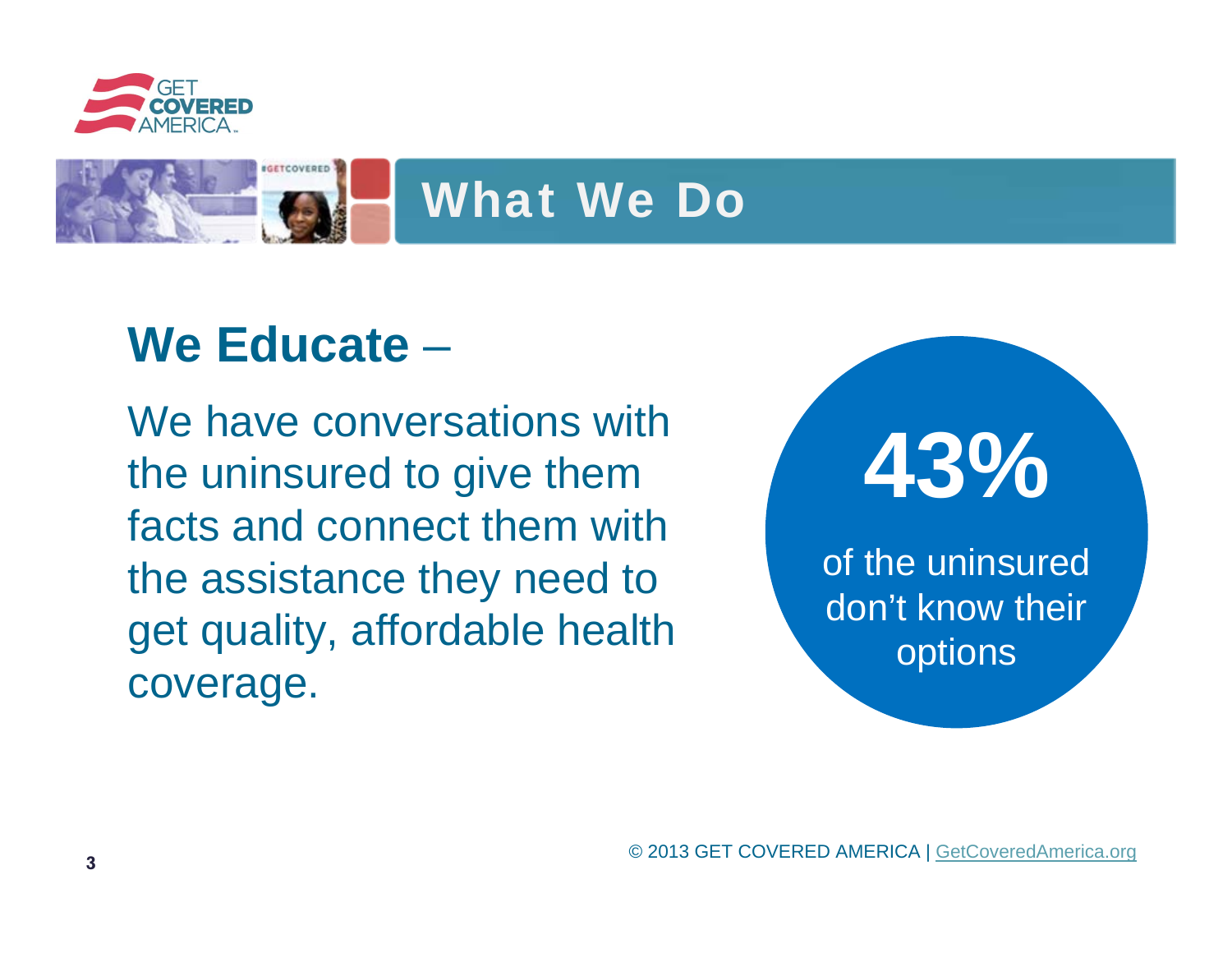# What We Do

## We Educate –

We have conversations with the uninsured to give them facts and connect them with the assistance they need to get quality, affordable health coverage.

**43%**

of the uninsured don't know their options

© 2013 GET COVERED AMERICA | GetCoveredAmerica.org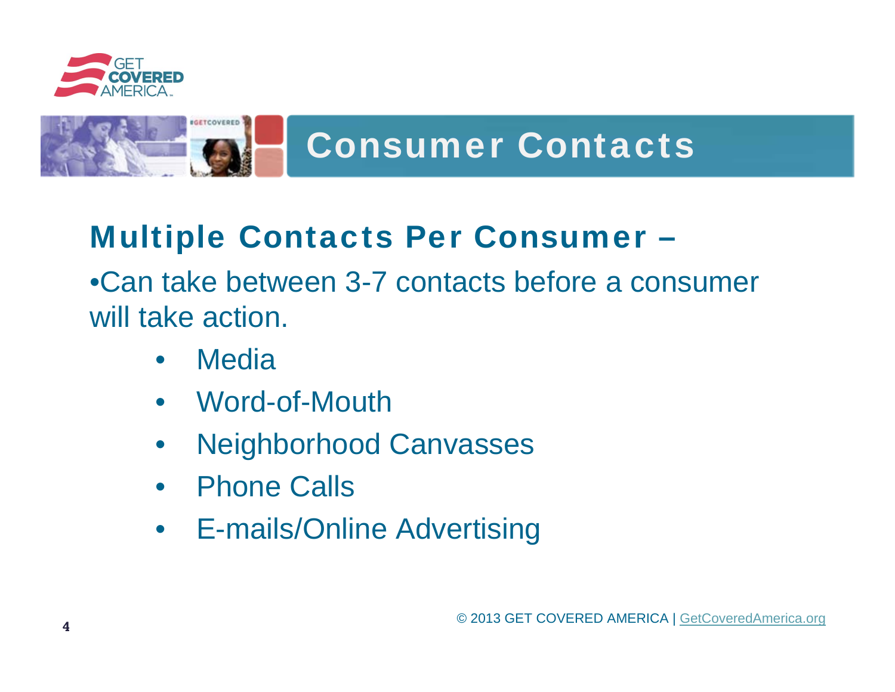# Consumer Contacts

## Multiple Contacts Per Consumer –

•Can take between 3-7 contacts before a consumer will take action.

- Media
- Word-of-Mouth
- Neighborhood Canvasses
- Phone Calls
- E-mails/Online Advertising

© 2013 GET COVERED AMERICA | GetCoveredAmerica.org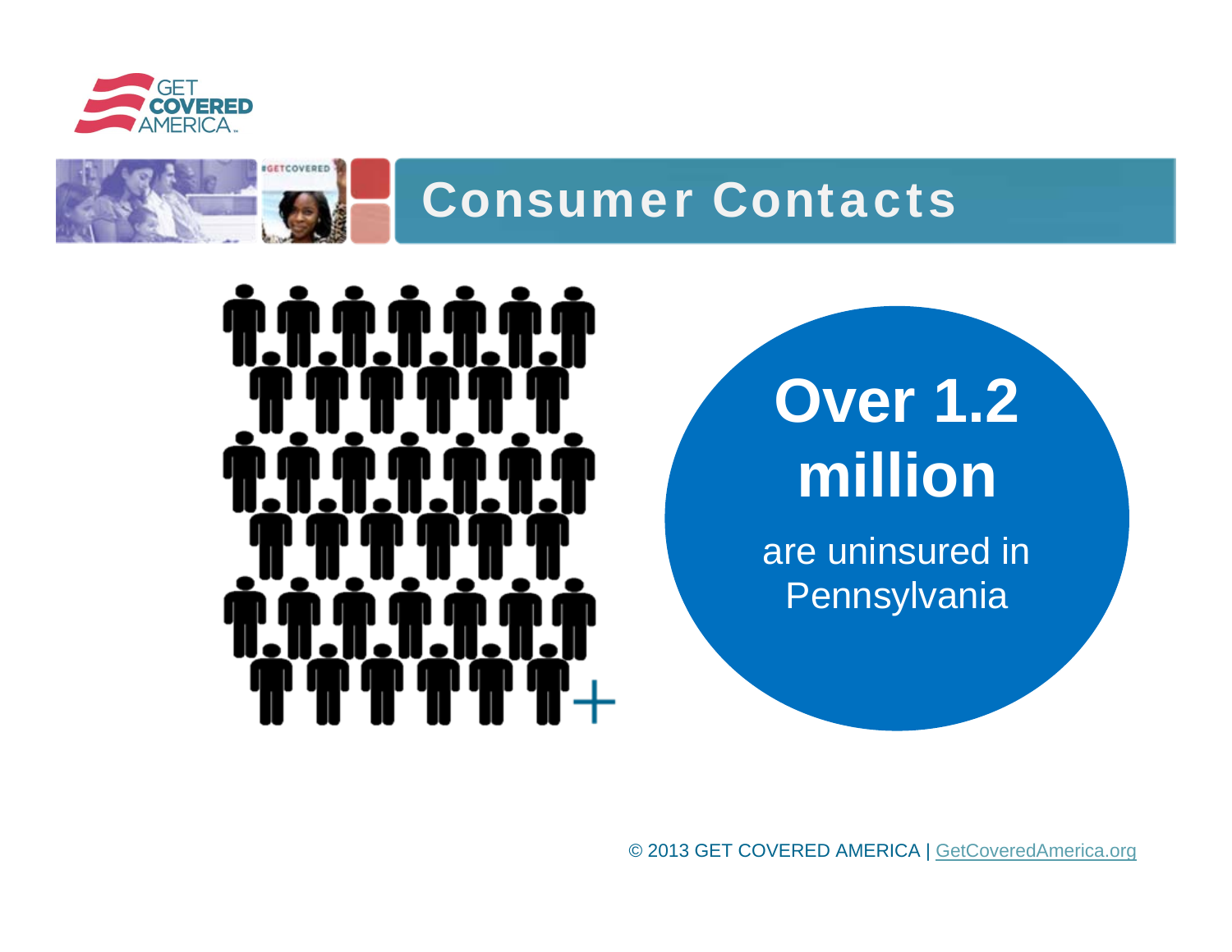# Consumer Contacts

**Over 1.2 million**

are uninsured in Pennsylvania

© 2013 GET COVERED AMERICA | GetCoveredAmerica.org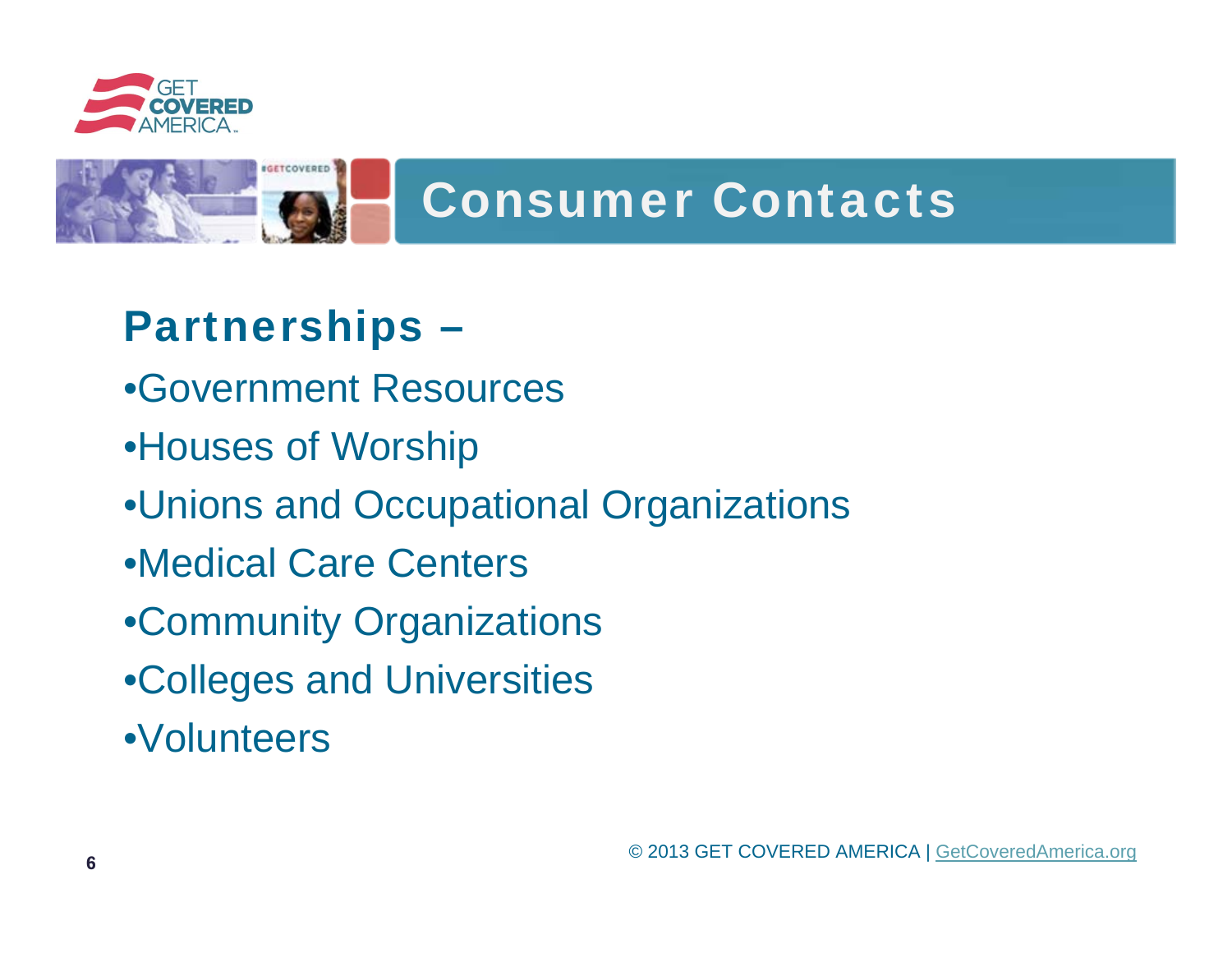# Consumer Contacts

## Partnerships –

- Government Resources
- Houses of Worship
- Unions and Occupational Organizations
- Medical Care Centers
- Community Organizations
- Colleges and Universities
- Volunteers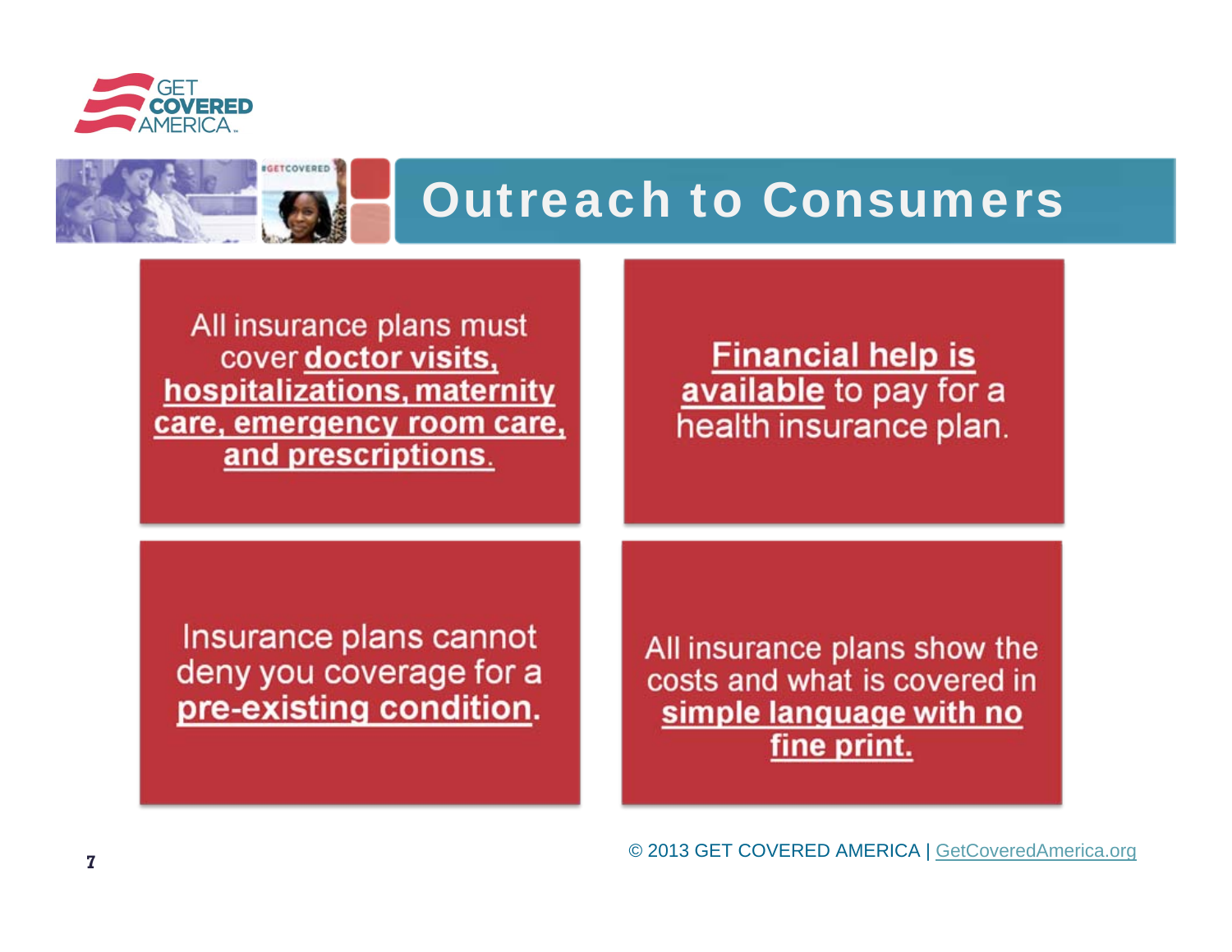# Outreach to Consumers

All insurance plans must cover **doctor visits, hospitalizations, maternity care, emergency room care, and prescriptions**.

**Financial help is available** to pay for a health insurance plan.

Insurance plans cannot deny you coverage for a **pre-existing condition**.

All insurance plans show the costs and what is covered in **simple language with no fine print.**

© 2013 GET COVERED AMERICA | GetCoveredAmerica.org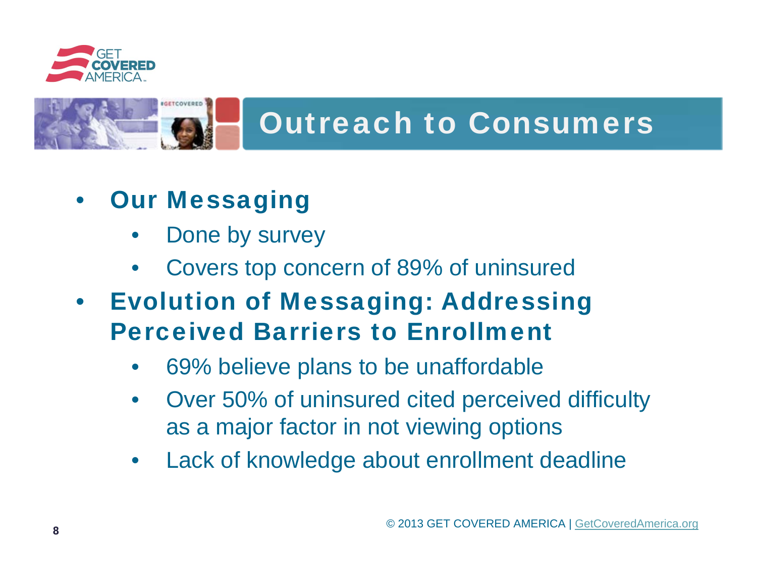# Outreach to Consumers

- **Our Messaging**
  - Done by survey
  - Covers top concern of 89% of uninsured
- **Evolution of Messaging: Addressing Perceived Barriers to Enrollment**
  - 69% believe plans to be unaffordable
  - Over 50% of uninsured cited perceived difficulty as a major factor in not viewing options
  - Lack of knowledge about enrollment deadline

© 2013 GET COVERED AMERICA | GetCoveredAmerica.org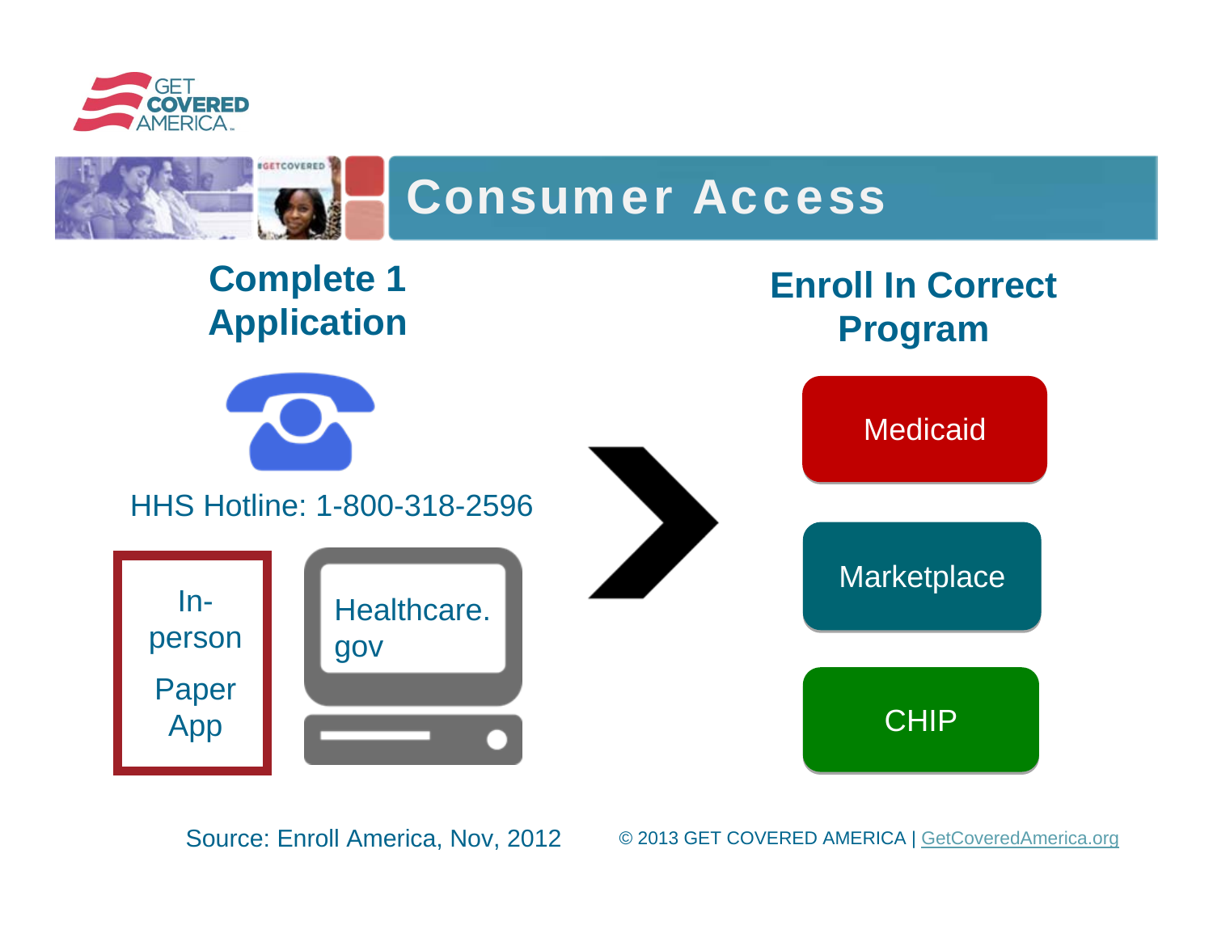# Consumer Access

## Complete 1 Application

HHS Hotline: 1-800-318-2596

In-person Paper App

Healthcare.gov

## Enroll In Correct Program

- Medicaid
- Marketplace
- CHIP

Source: Enroll America, Nov, 2012

© 2013 GET COVERED AMERICA | GetCoveredAmerica.org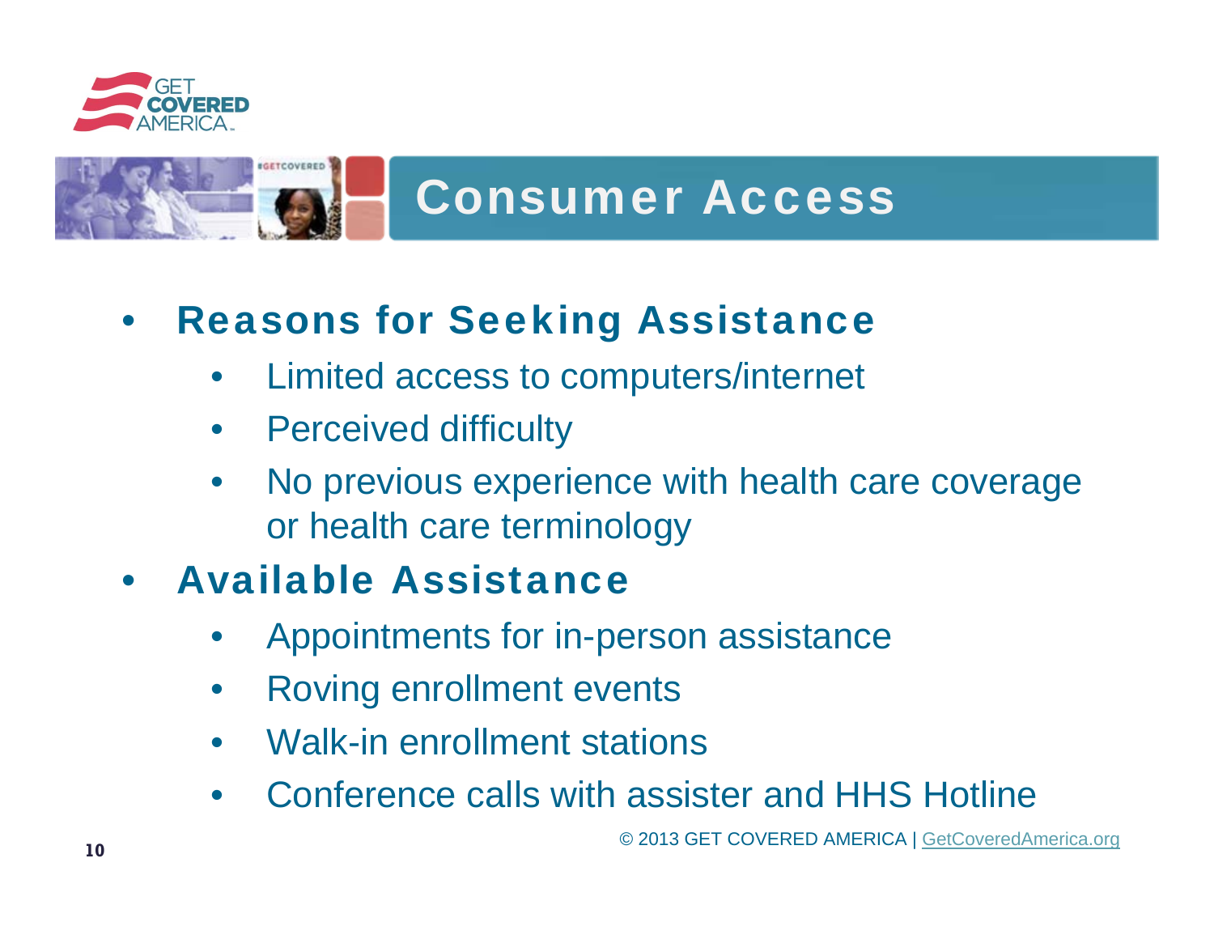# Consumer Access

- **Reasons for Seeking Assistance**
  - Limited access to computers/internet
  - Perceived difficulty
  - No previous experience with health care coverage or health care terminology
- **Available Assistance**
  - Appointments for in-person assistance
  - Roving enrollment events
  - Walk-in enrollment stations
  - Conference calls with assister and HHS Hotline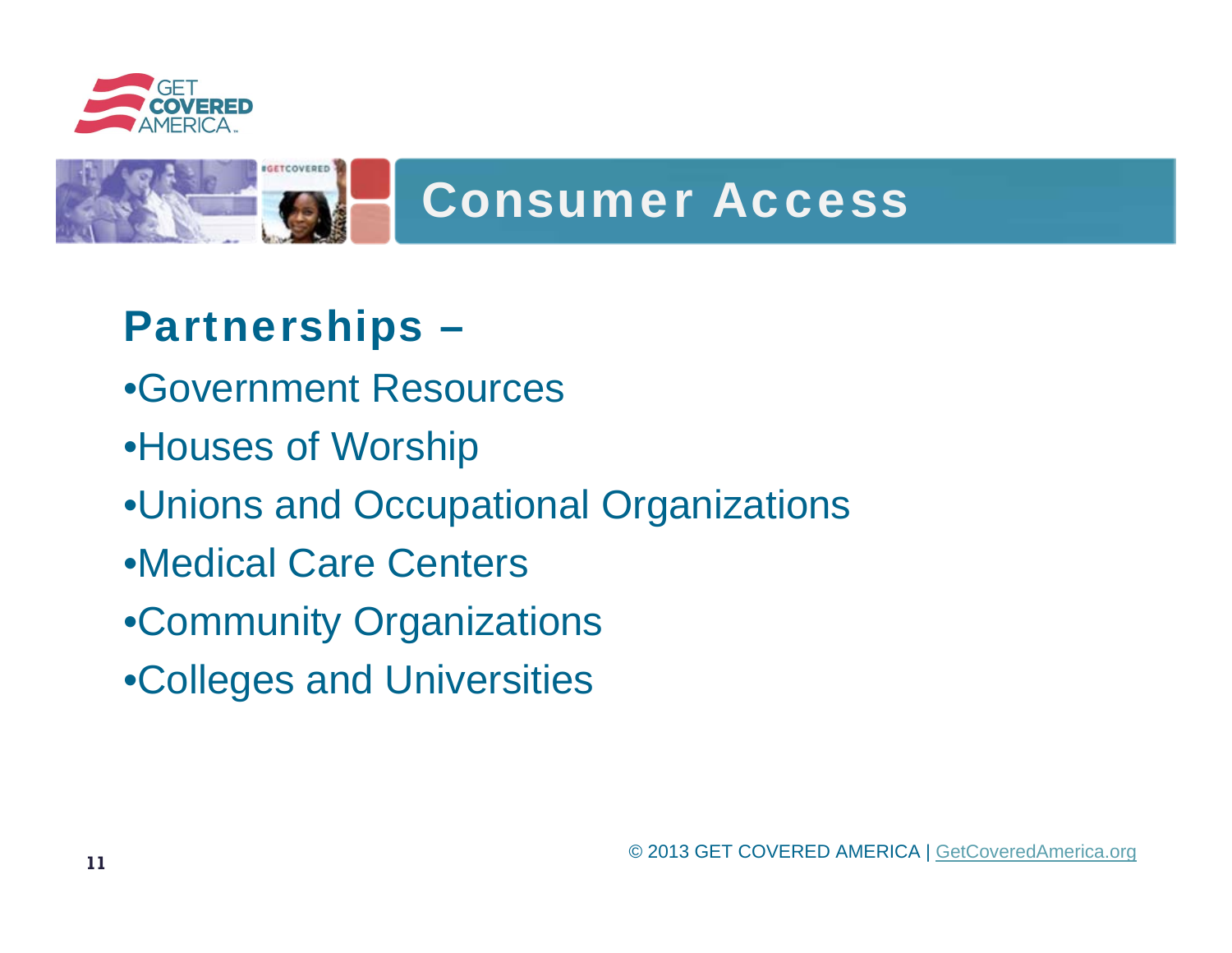# Consumer Access

## Partnerships –

- Government Resources
- Houses of Worship
- Unions and Occupational Organizations
- Medical Care Centers
- Community Organizations
- Colleges and Universities

© 2013 GET COVERED AMERICA | GetCoveredAmerica.org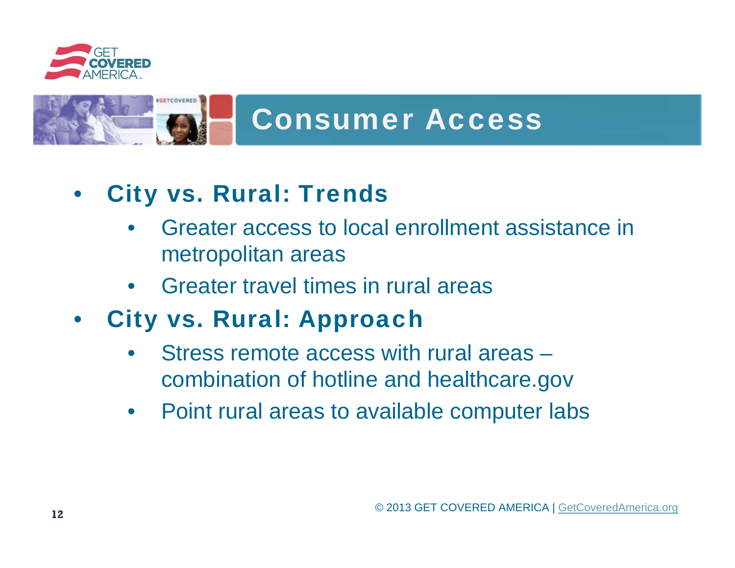# Consumer Access

- **City vs. Rural: Trends**
  - Greater access to local enrollment assistance in metropolitan areas
  - Greater travel times in rural areas
- **City vs. Rural: Approach**
  - Stress remote access with rural areas – combination of hotline and healthcare.gov
  - Point rural areas to available computer labs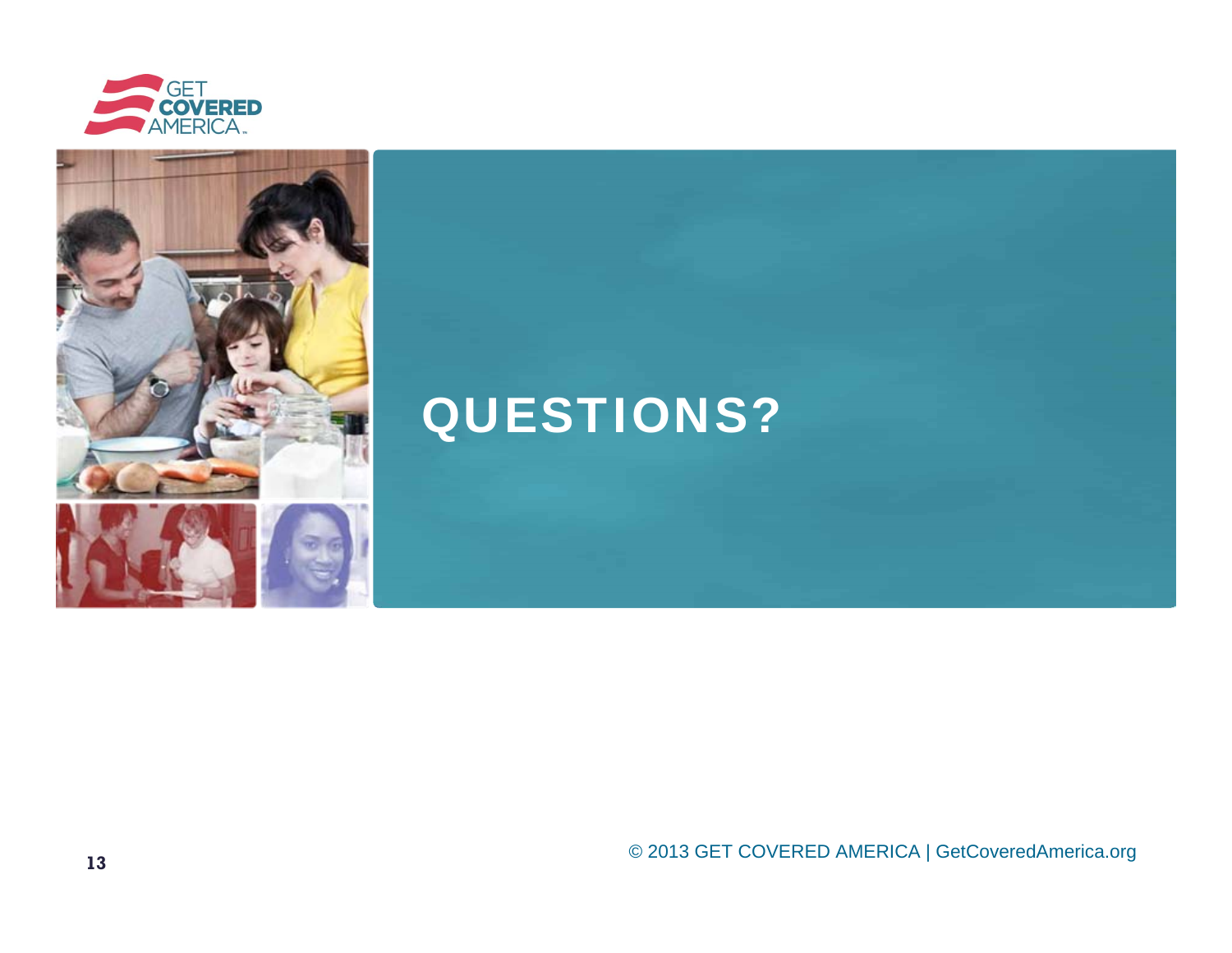# QUESTIONS?

© 2013 GET COVERED AMERICA | GetCoveredAmerica.org